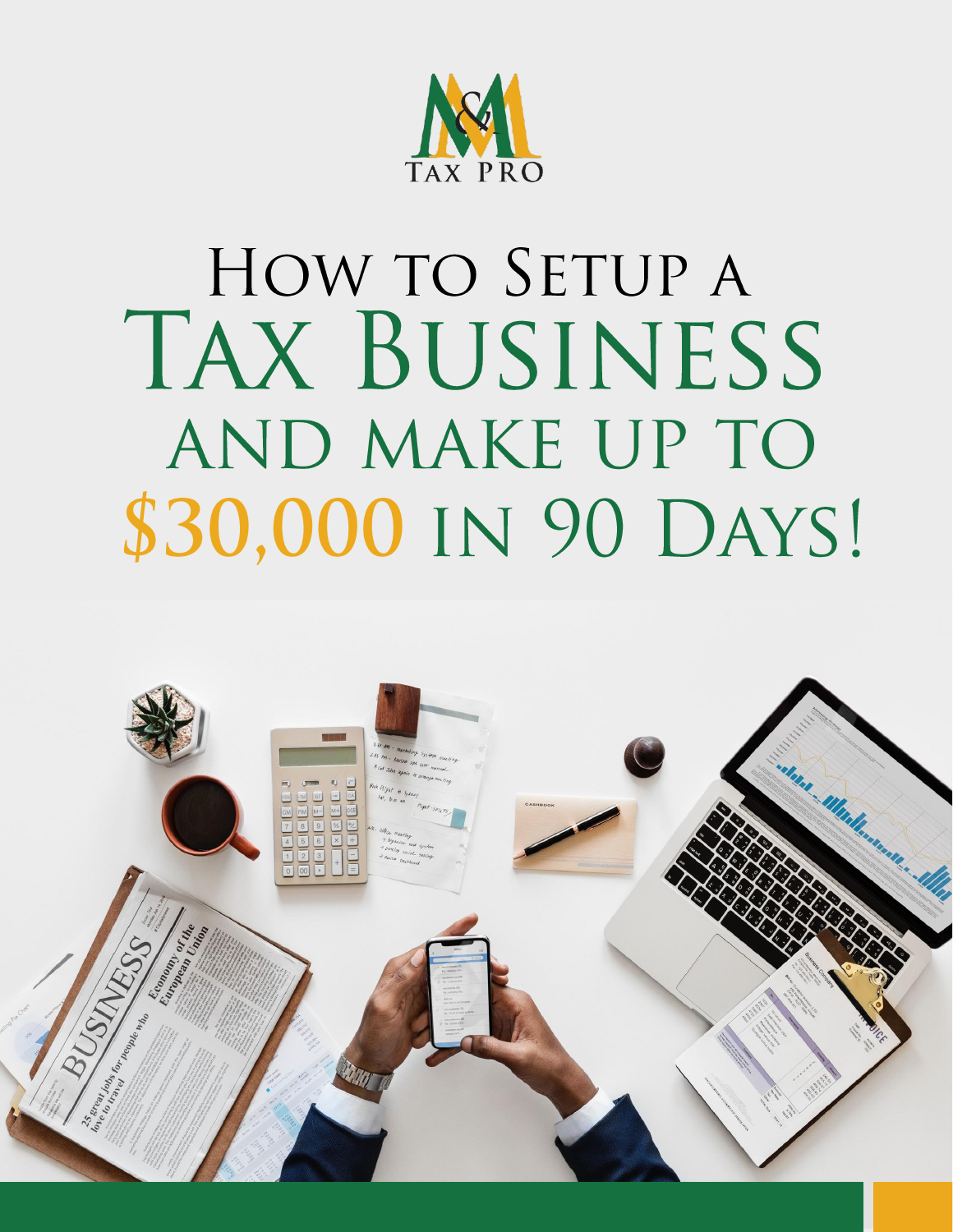M&M TAX PRO

# How to Setup a Tax Business and make up to $30,000 in 90 Days!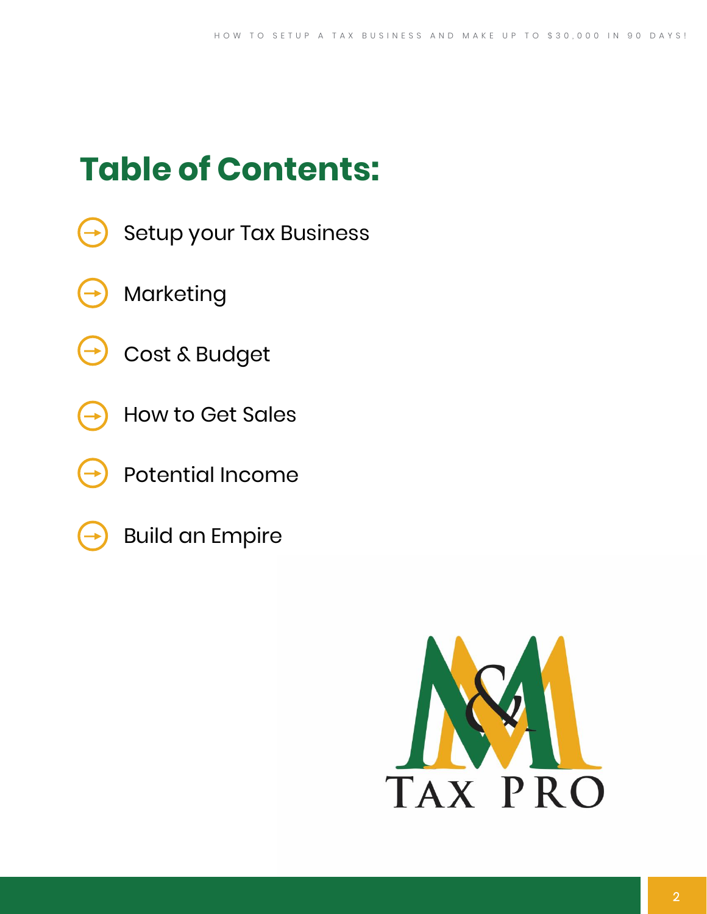# Table of Contents:

- Setup your Tax Business
- Marketing
- Cost & Budget
- How to Get Sales
- Potential Income
- Build an Empire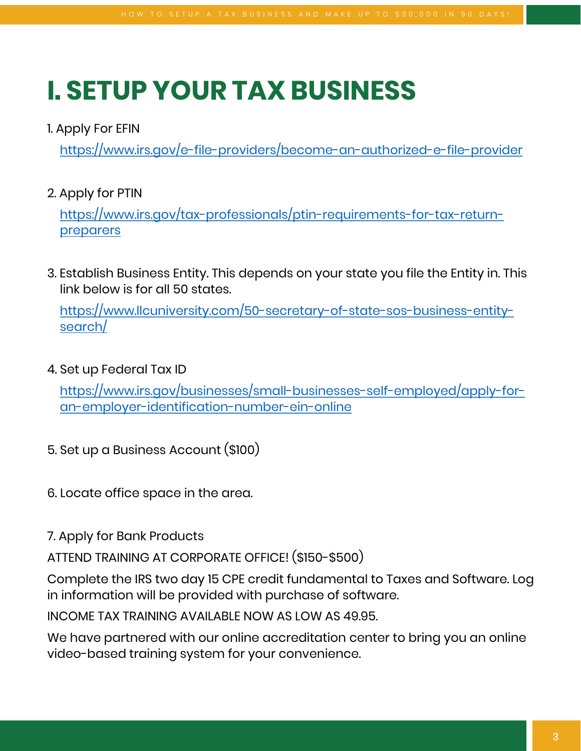# I. SETUP YOUR TAX BUSINESS

1. Apply For EFIN

   https://www.irs.gov/e-file-providers/become-an-authorized-e-file-provider

2. Apply for PTIN

   https://www.irs.gov/tax-professionals/ptin-requirements-for-tax-return-preparers

3. Establish Business Entity. This depends on your state you file the Entity in. This link below is for all 50 states.

   https://www.llcuniversity.com/50-secretary-of-state-sos-business-entity-search/

4. Set up Federal Tax ID

   https://www.irs.gov/businesses/small-businesses-self-employed/apply-for-an-employer-identification-number-ein-online

5. Set up a Business Account ($100)

6. Locate office space in the area.

7. Apply for Bank Products

ATTEND TRAINING AT CORPORATE OFFICE! ($150-$500)

Complete the IRS two day 15 CPE credit fundamental to Taxes and Software. Log in information will be provided with purchase of software.

INCOME TAX TRAINING AVAILABLE NOW AS LOW AS 49.95.

We have partnered with our online accreditation center to bring you an online video-based training system for your convenience.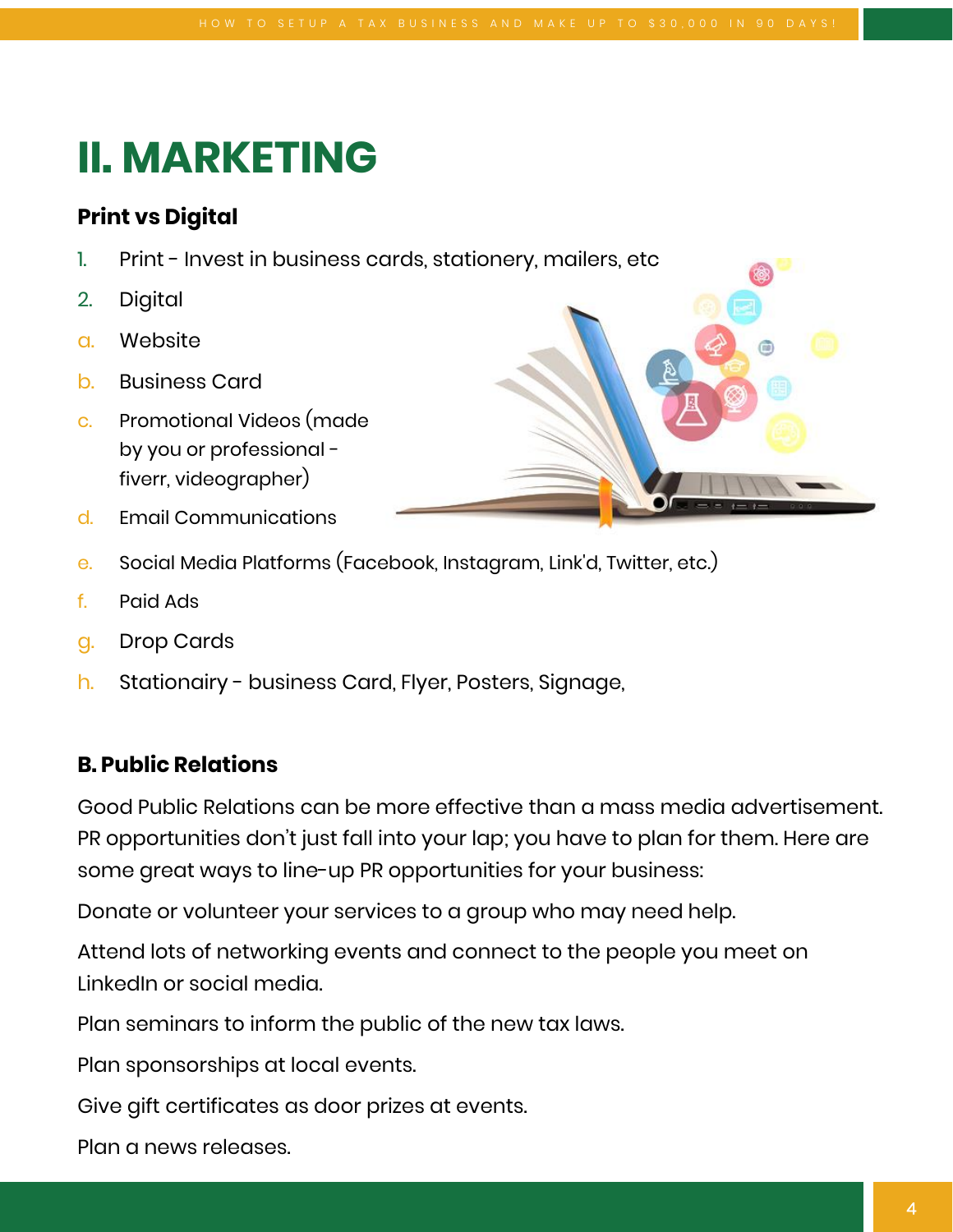# II. MARKETING

**Print vs Digital**

1. Print - Invest in business cards, stationery, mailers, etc
2. Digital

a. Website

b. Business Card

c. Promotional Videos (made by you or professional - fiverr, videographer)

d. Email Communications

e. Social Media Platforms (Facebook, Instagram, Link'd, Twitter, etc.)

f. Paid Ads

g. Drop Cards

h. Stationairy - business Card, Flyer, Posters, Signage,

**B. Public Relations**

Good Public Relations can be more effective than a mass media advertisement. PR opportunities don't just fall into your lap; you have to plan for them. Here are some great ways to line-up PR opportunities for your business:

Donate or volunteer your services to a group who may need help.

Attend lots of networking events and connect to the people you meet on LinkedIn or social media.

Plan seminars to inform the public of the new tax laws.

Plan sponsorships at local events.

Give gift certificates as door prizes at events.

Plan a news releases.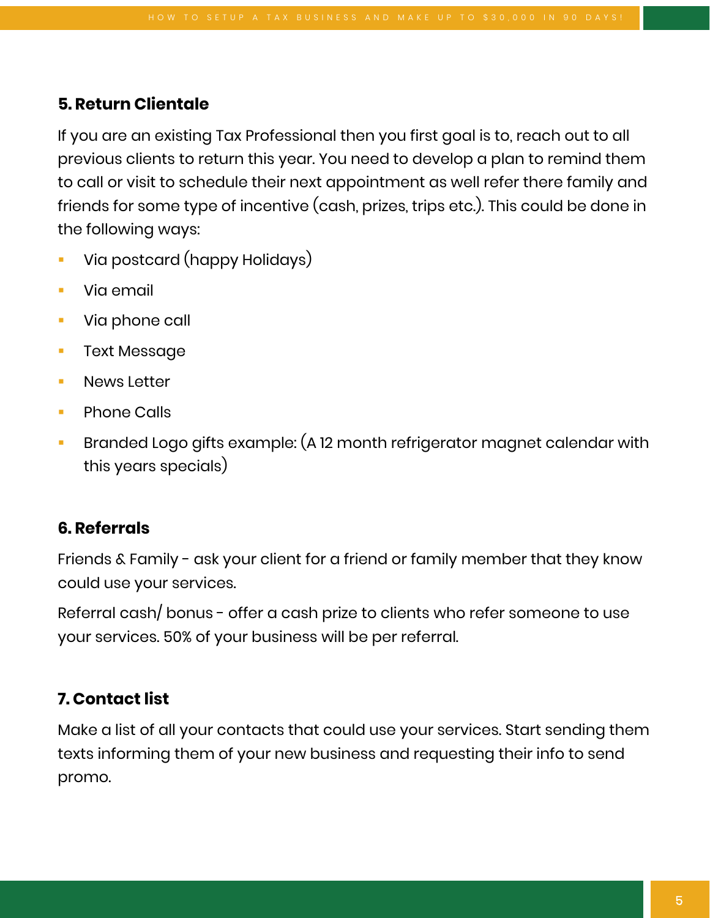### 5. Return Clientale

If you are an existing Tax Professional then you first goal is to, reach out to all previous clients to return this year. You need to develop a plan to remind them to call or visit to schedule their next appointment as well refer there family and friends for some type of incentive (cash, prizes, trips etc.). This could be done in the following ways:

- Via postcard (happy Holidays)
- Via email
- Via phone call
- Text Message
- News Letter
- Phone Calls
- Branded Logo gifts example: (A 12 month refrigerator magnet calendar with this years specials)

### 6. Referrals

Friends & Family - ask your client for a friend or family member that they know could use your services.

Referral cash/ bonus - offer a cash prize to clients who refer someone to use your services. 50% of your business will be per referral.

### 7. Contact list

Make a list of all your contacts that could use your services. Start sending them texts informing them of your new business and requesting their info to send promo.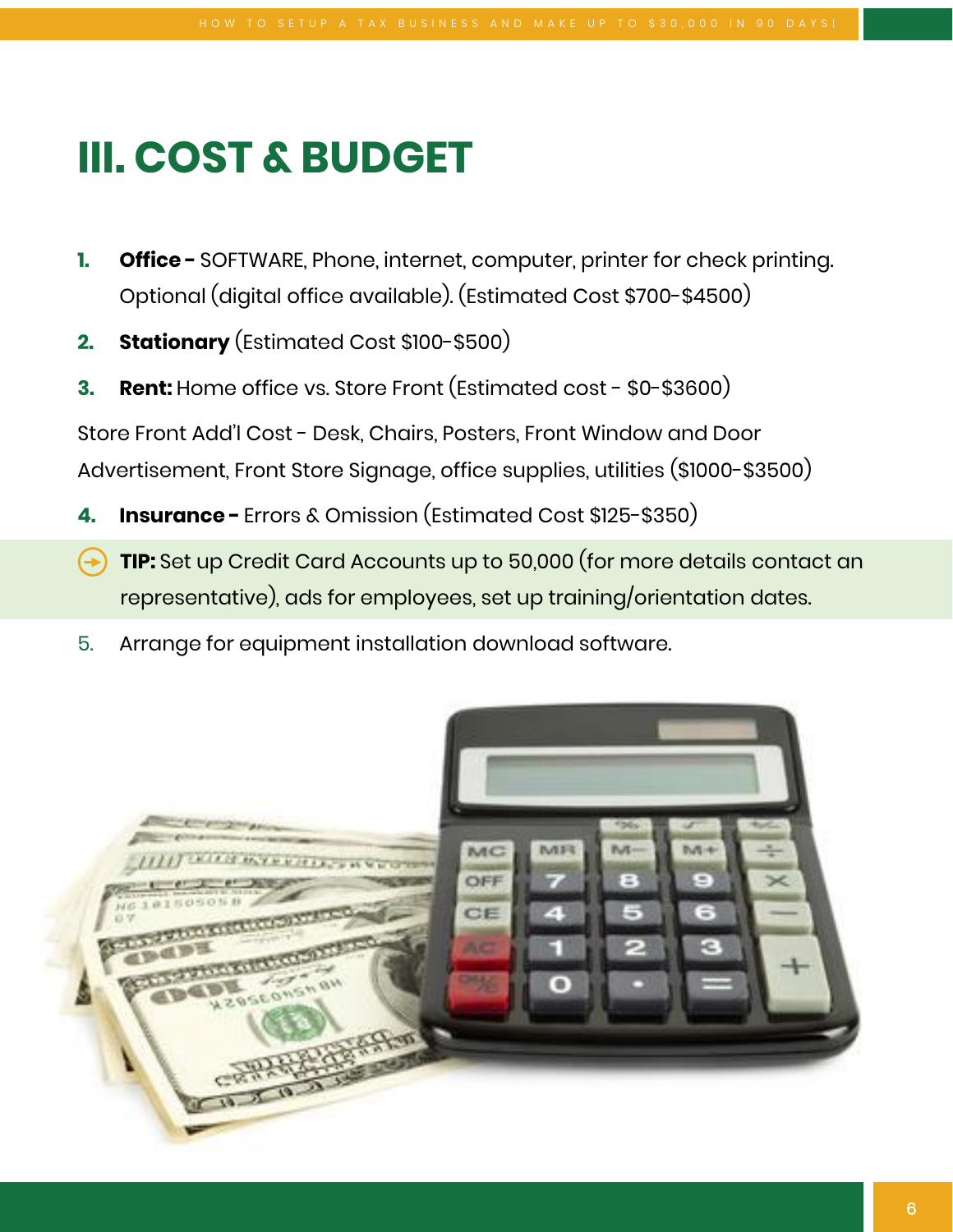# III. COST & BUDGET

1. **Office -** SOFTWARE, Phone, internet, computer, printer for check printing. Optional (digital office available). (Estimated Cost $700-$4500)
2. **Stationary** (Estimated Cost $100-$500)
3. **Rent:** Home office vs. Store Front (Estimated cost - $0-$3600)

Store Front Add'l Cost - Desk, Chairs, Posters, Front Window and Door Advertisement, Front Store Signage, office supplies, utilities ($1000-$3500)

4. **Insurance -** Errors & Omission (Estimated Cost $125-$350)

**TIP:** Set up Credit Card Accounts up to 50,000 (for more details contact an representative), ads for employees, set up training/orientation dates.

5. Arrange for equipment installation download software.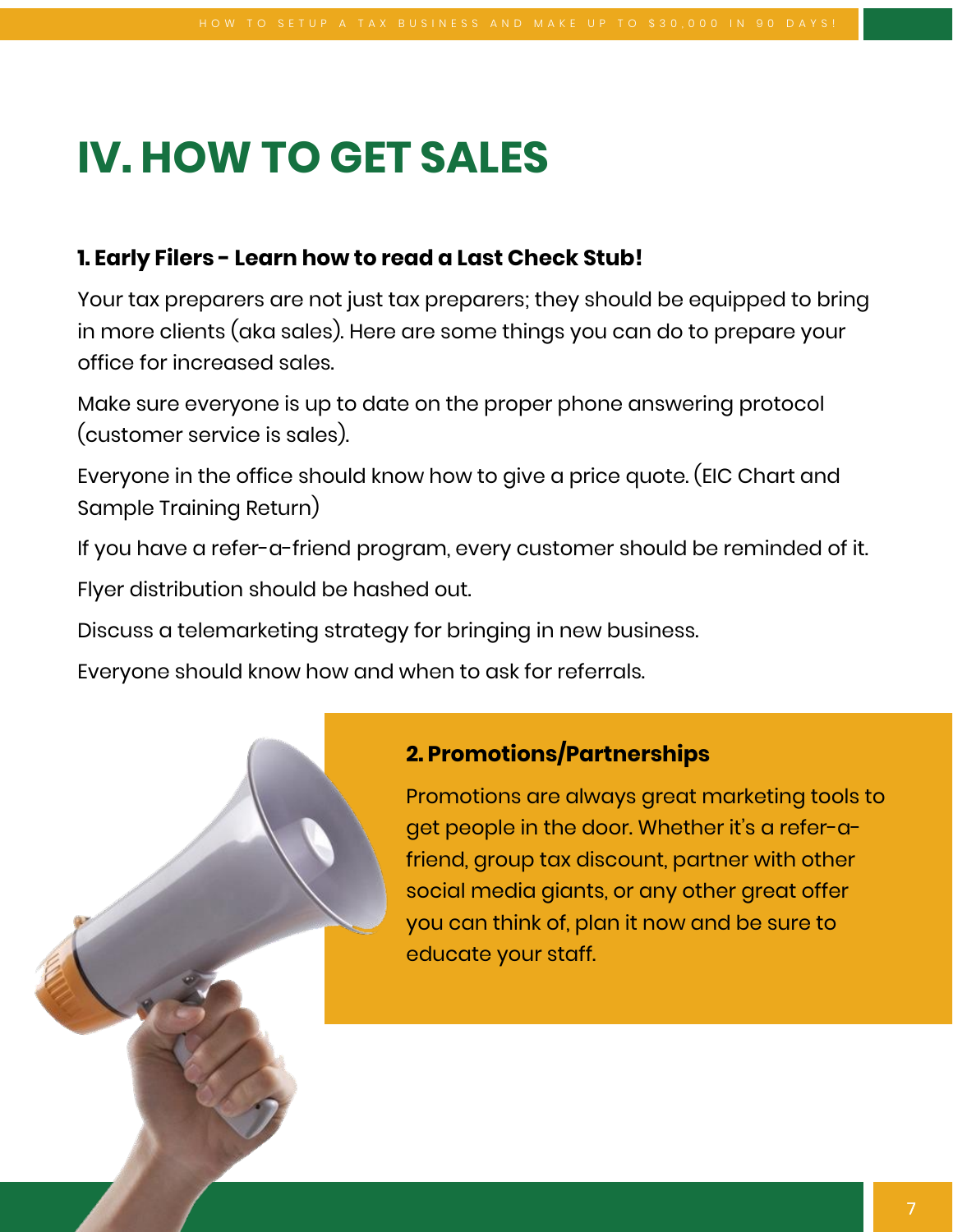# IV. HOW TO GET SALES

### 1. Early Filers - Learn how to read a Last Check Stub!

Your tax preparers are not just tax preparers; they should be equipped to bring in more clients (aka sales). Here are some things you can do to prepare your office for increased sales.

Make sure everyone is up to date on the proper phone answering protocol (customer service is sales).

Everyone in the office should know how to give a price quote. (EIC Chart and Sample Training Return)

If you have a refer-a-friend program, every customer should be reminded of it.

Flyer distribution should be hashed out.

Discuss a telemarketing strategy for bringing in new business.

Everyone should know how and when to ask for referrals.

### 2. Promotions/Partnerships

Promotions are always great marketing tools to get people in the door. Whether it's a refer-a-friend, group tax discount, partner with other social media giants, or any other great offer you can think of, plan it now and be sure to educate your staff.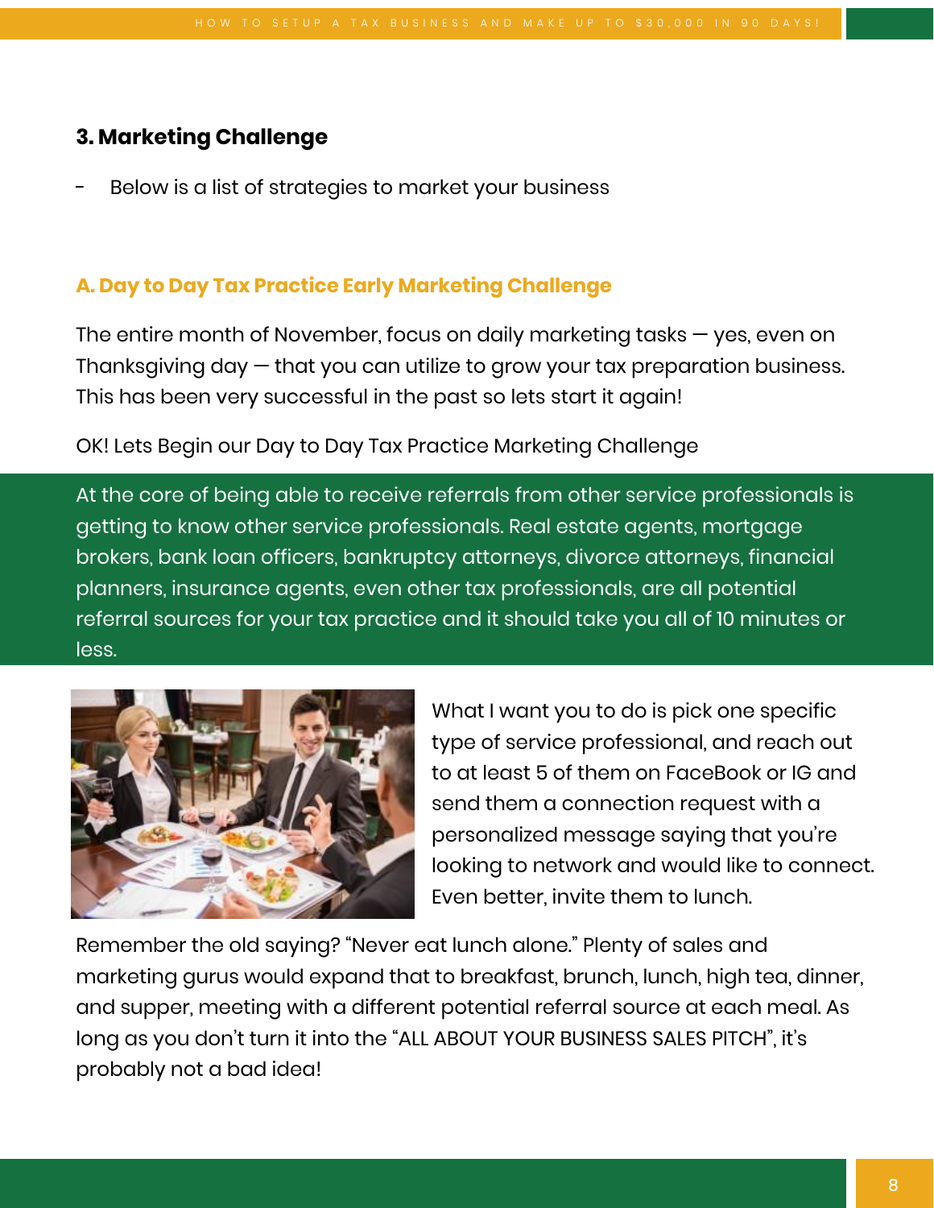### 3. Marketing Challenge

- Below is a list of strategies to market your business

#### A. Day to Day Tax Practice Early Marketing Challenge

The entire month of November, focus on daily marketing tasks — yes, even on Thanksgiving day — that you can utilize to grow your tax preparation business. This has been very successful in the past so lets start it again!

OK! Lets Begin our Day to Day Tax Practice Marketing Challenge

At the core of being able to receive referrals from other service professionals is getting to know other service professionals. Real estate agents, mortgage brokers, bank loan officers, bankruptcy attorneys, divorce attorneys, financial planners, insurance agents, even other tax professionals, are all potential referral sources for your tax practice and it should take you all of 10 minutes or less.

What I want you to do is pick one specific type of service professional, and reach out to at least 5 of them on FaceBook or IG and send them a connection request with a personalized message saying that you're looking to network and would like to connect. Even better, invite them to lunch.

Remember the old saying? "Never eat lunch alone." Plenty of sales and marketing gurus would expand that to breakfast, brunch, lunch, high tea, dinner, and supper, meeting with a different potential referral source at each meal. As long as you don't turn it into the "ALL ABOUT YOUR BUSINESS SALES PITCH", it's probably not a bad idea!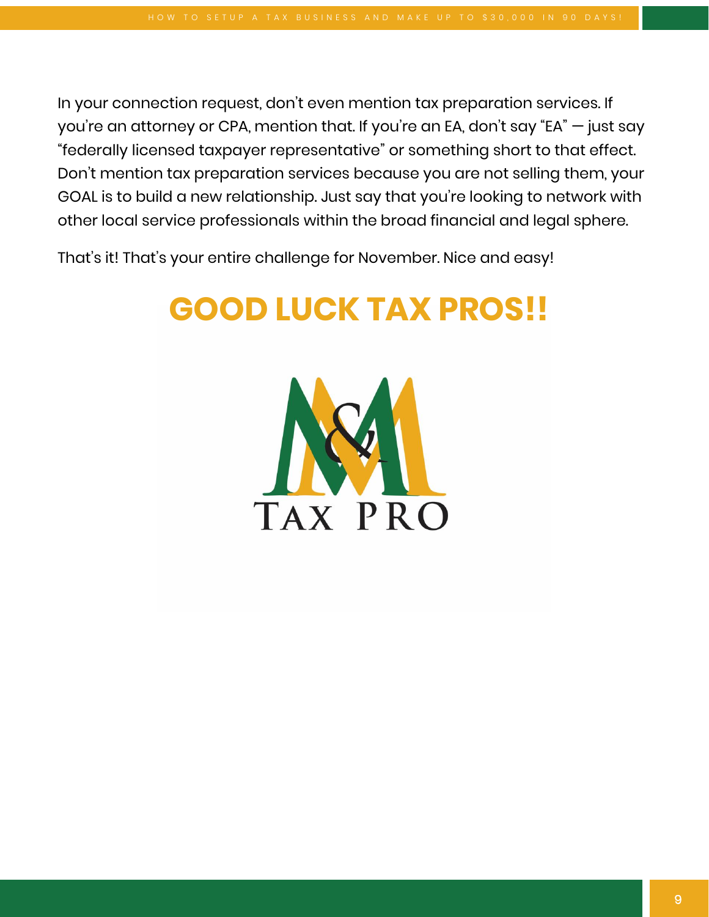In your connection request, don't even mention tax preparation services. If you're an attorney or CPA, mention that. If you're an EA, don't say "EA" — just say "federally licensed taxpayer representative" or something short to that effect. Don't mention tax preparation services because you are not selling them, your GOAL is to build a new relationship. Just say that you're looking to network with other local service professionals within the broad financial and legal sphere.

That's it! That's your entire challenge for November. Nice and easy!

## GOOD LUCK TAX PROS!!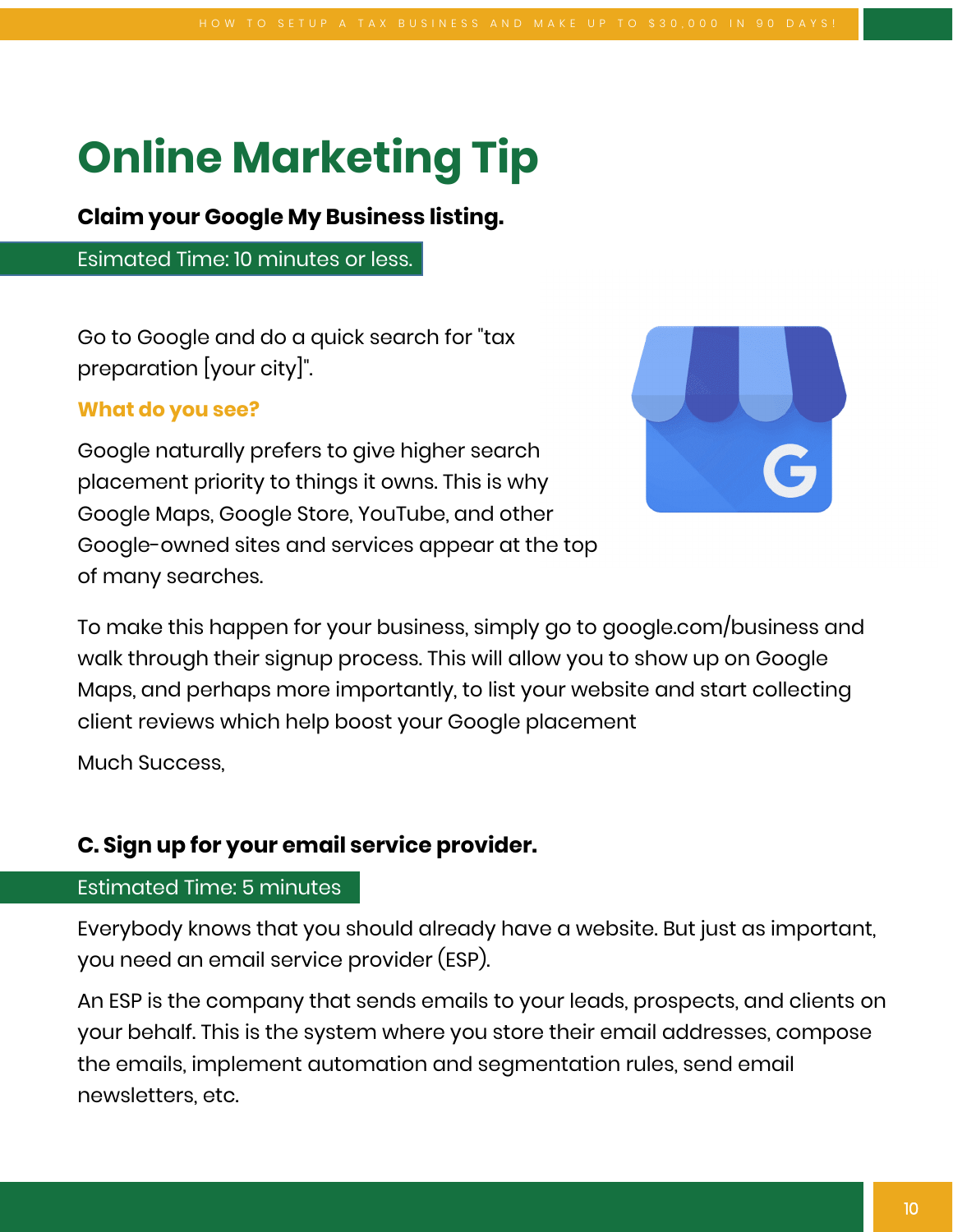# Online Marketing Tip

**Claim your Google My Business listing.**

Esimated Time: 10 minutes or less.

Go to Google and do a quick search for "tax preparation [your city]".

**What do you see?**

Google naturally prefers to give higher search placement priority to things it owns. This is why Google Maps, Google Store, YouTube, and other Google-owned sites and services appear at the top of many searches.

To make this happen for your business, simply go to google.com/business and walk through their signup process. This will allow you to show up on Google Maps, and perhaps more importantly, to list your website and start collecting client reviews which help boost your Google placement

Much Success,

**C. Sign up for your email service provider.**

Estimated Time: 5 minutes

Everybody knows that you should already have a website. But just as important, you need an email service provider (ESP).

An ESP is the company that sends emails to your leads, prospects, and clients on your behalf. This is the system where you store their email addresses, compose the emails, implement automation and segmentation rules, send email newsletters, etc.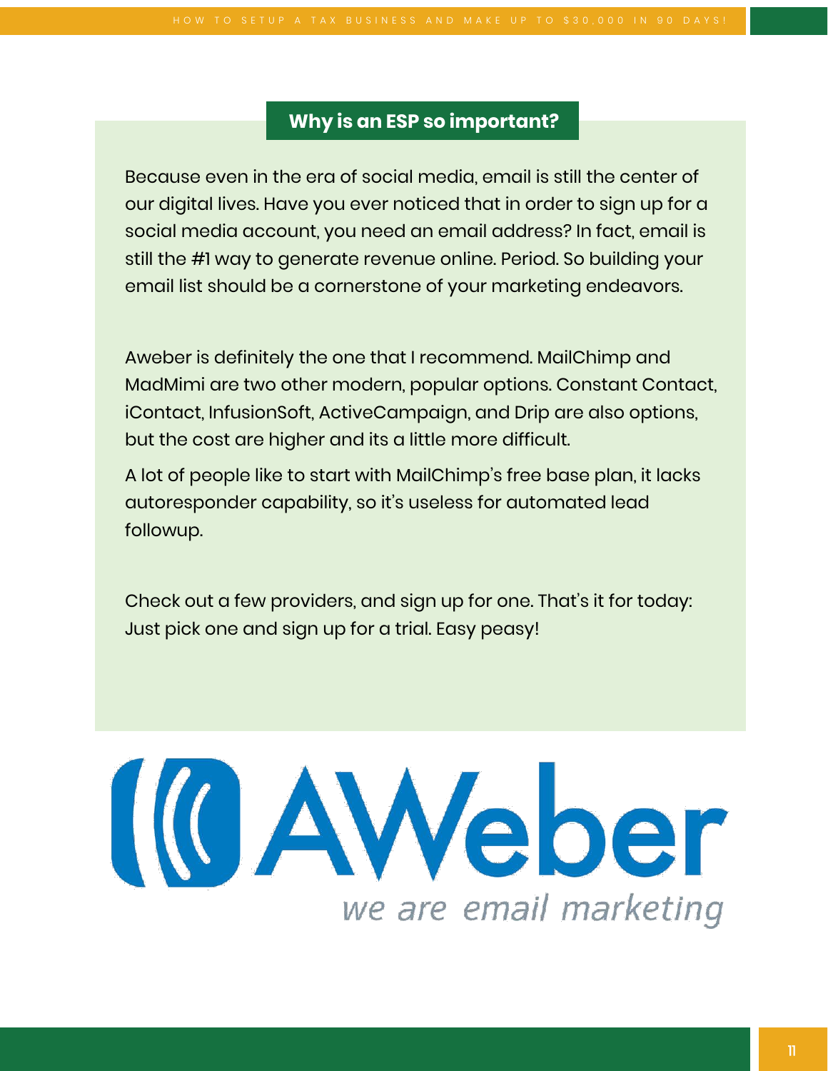## Why is an ESP so important?

Because even in the era of social media, email is still the center of our digital lives. Have you ever noticed that in order to sign up for a social media account, you need an email address? In fact, email is still the #1 way to generate revenue online. Period. So building your email list should be a cornerstone of your marketing endeavors.

Aweber is definitely the one that I recommend. MailChimp and MadMimi are two other modern, popular options. Constant Contact, iContact, InfusionSoft, ActiveCampaign, and Drip are also options, but the cost are higher and its a little more difficult.

A lot of people like to start with MailChimp's free base plan, it lacks autoresponder capability, so it's useless for automated lead followup.

Check out a few providers, and sign up for one. That's it for today: Just pick one and sign up for a trial. Easy peasy!

AWeber

*we are email marketing*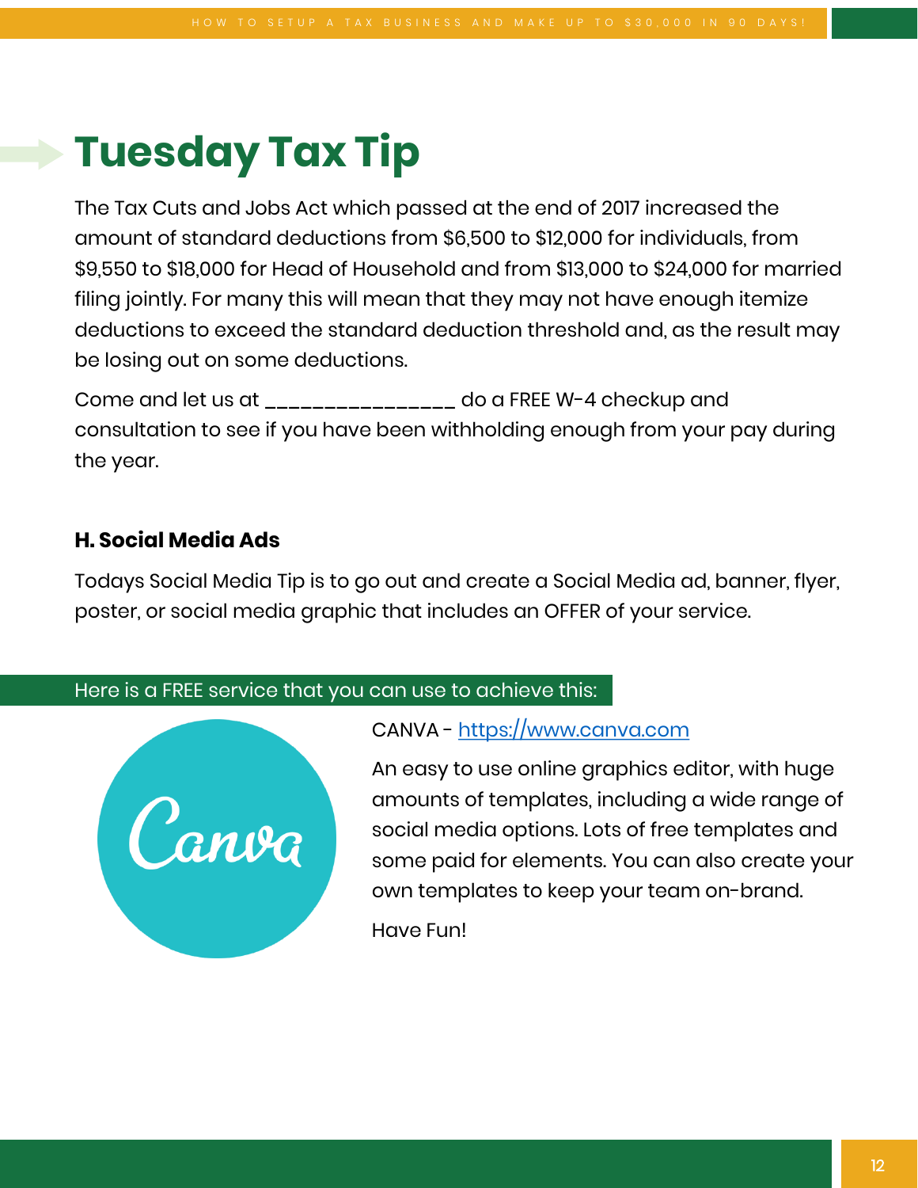# Tuesday Tax Tip

The Tax Cuts and Jobs Act which passed at the end of 2017 increased the amount of standard deductions from $6,500 to $12,000 for individuals, from $9,550 to $18,000 for Head of Household and from $13,000 to $24,000 for married filing jointly. For many this will mean that they may not have enough itemize deductions to exceed the standard deduction threshold and, as the result may be losing out on some deductions.

Come and let us at ________________ do a FREE W-4 checkup and consultation to see if you have been withholding enough from your pay during the year.

**H. Social Media Ads**

Todays Social Media Tip is to go out and create a Social Media ad, banner, flyer, poster, or social media graphic that includes an OFFER of your service.

Here is a FREE service that you can use to achieve this:

CANVA - [https://www.canva.com](https://www.canva.com)

An easy to use online graphics editor, with huge amounts of templates, including a wide range of social media options. Lots of free templates and some paid for elements. You can also create your own templates to keep your team on-brand.

Have Fun!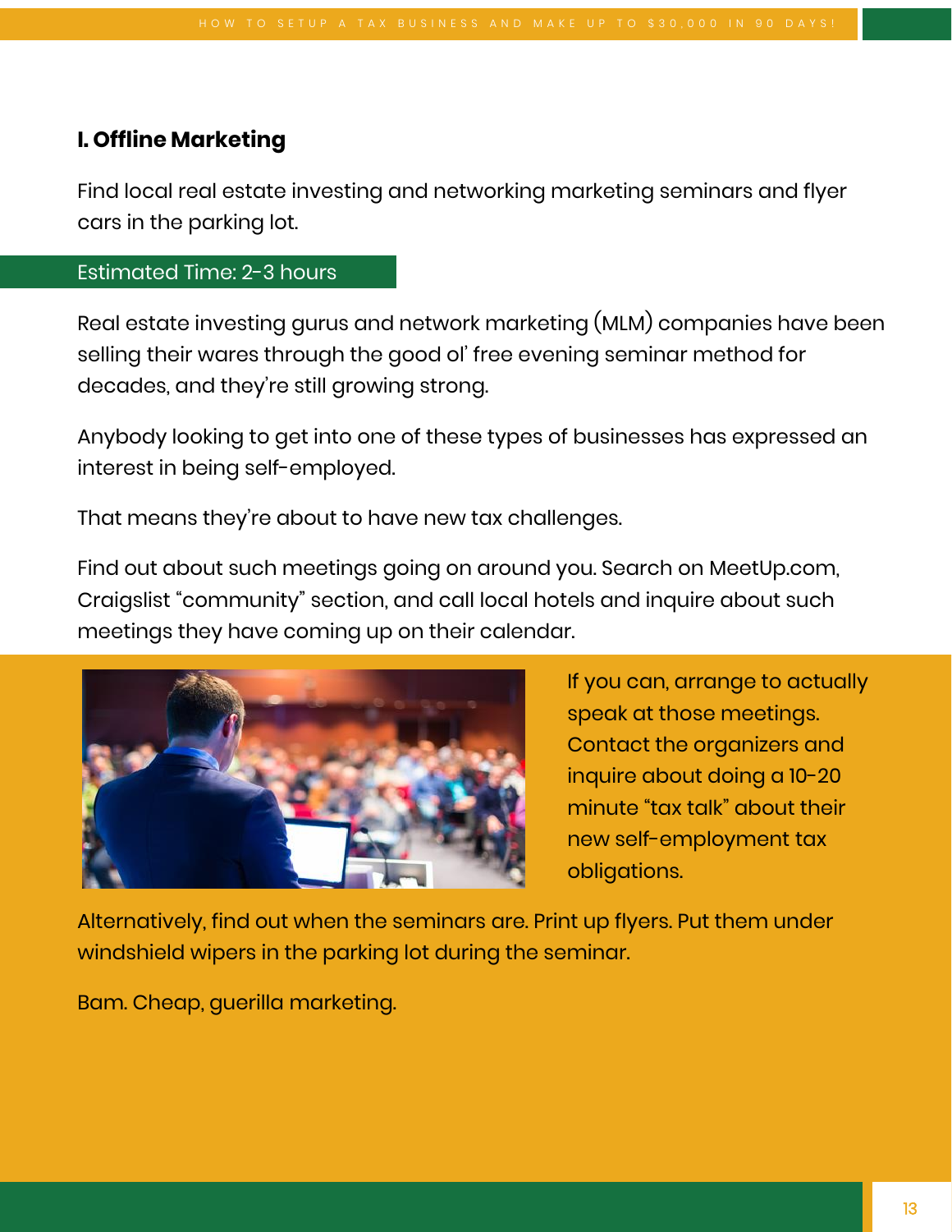### I. Offline Marketing

Find local real estate investing and networking marketing seminars and flyer cars in the parking lot.

Estimated Time: 2-3 hours

Real estate investing gurus and network marketing (MLM) companies have been selling their wares through the good ol' free evening seminar method for decades, and they're still growing strong.

Anybody looking to get into one of these types of businesses has expressed an interest in being self-employed.

That means they're about to have new tax challenges.

Find out about such meetings going on around you. Search on MeetUp.com, Craigslist "community" section, and call local hotels and inquire about such meetings they have coming up on their calendar.

If you can, arrange to actually speak at those meetings. Contact the organizers and inquire about doing a 10-20 minute "tax talk" about their new self-employment tax obligations.

Alternatively, find out when the seminars are. Print up flyers. Put them under windshield wipers in the parking lot during the seminar.

Bam. Cheap, guerilla marketing.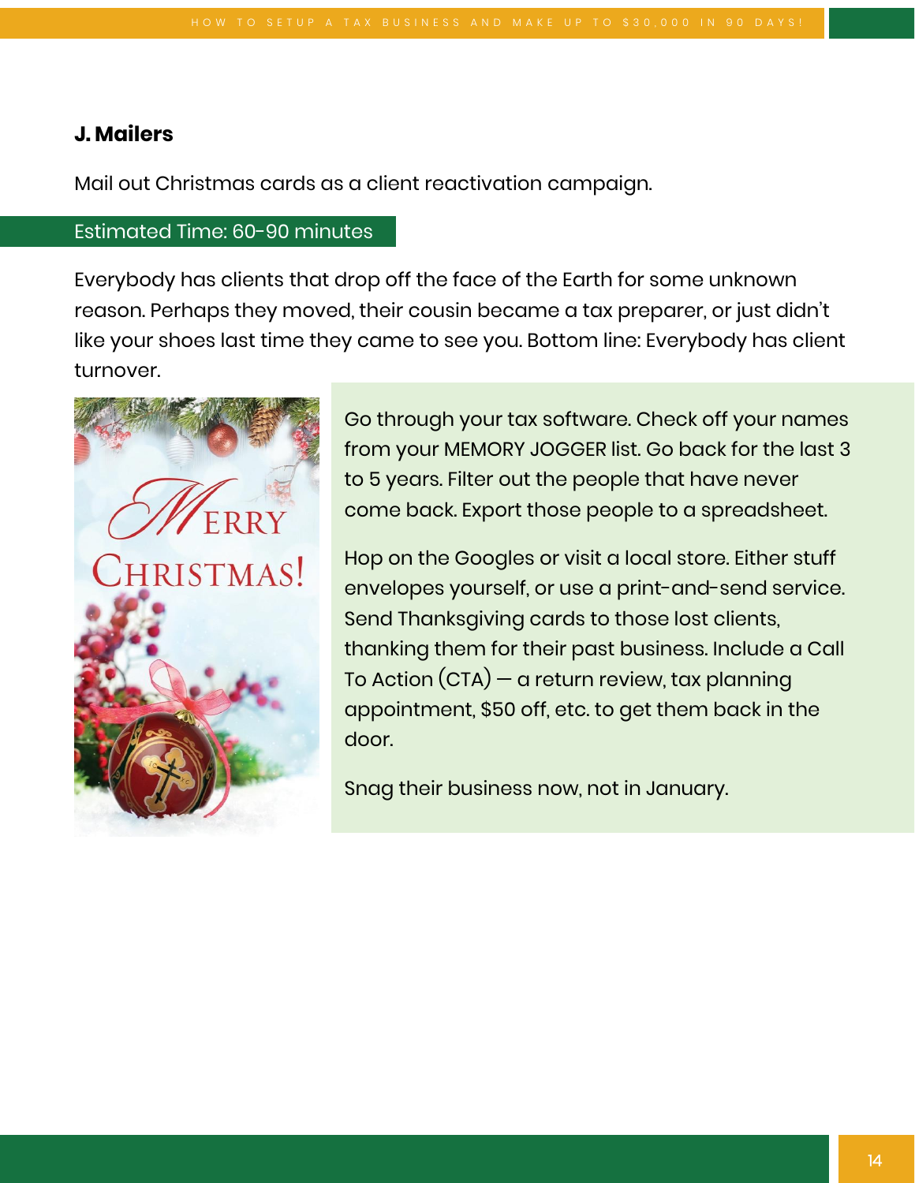### J. Mailers

Mail out Christmas cards as a client reactivation campaign.

Estimated Time: 60-90 minutes

Everybody has clients that drop off the face of the Earth for some unknown reason. Perhaps they moved, their cousin became a tax preparer, or just didn't like your shoes last time they came to see you. Bottom line: Everybody has client turnover.

Go through your tax software. Check off your names from your MEMORY JOGGER list. Go back for the last 3 to 5 years. Filter out the people that have never come back. Export those people to a spreadsheet.

Hop on the Googles or visit a local store. Either stuff envelopes yourself, or use a print-and-send service. Send Thanksgiving cards to those lost clients, thanking them for their past business. Include a Call To Action (CTA) — a return review, tax planning appointment, $50 off, etc. to get them back in the door.

Snag their business now, not in January.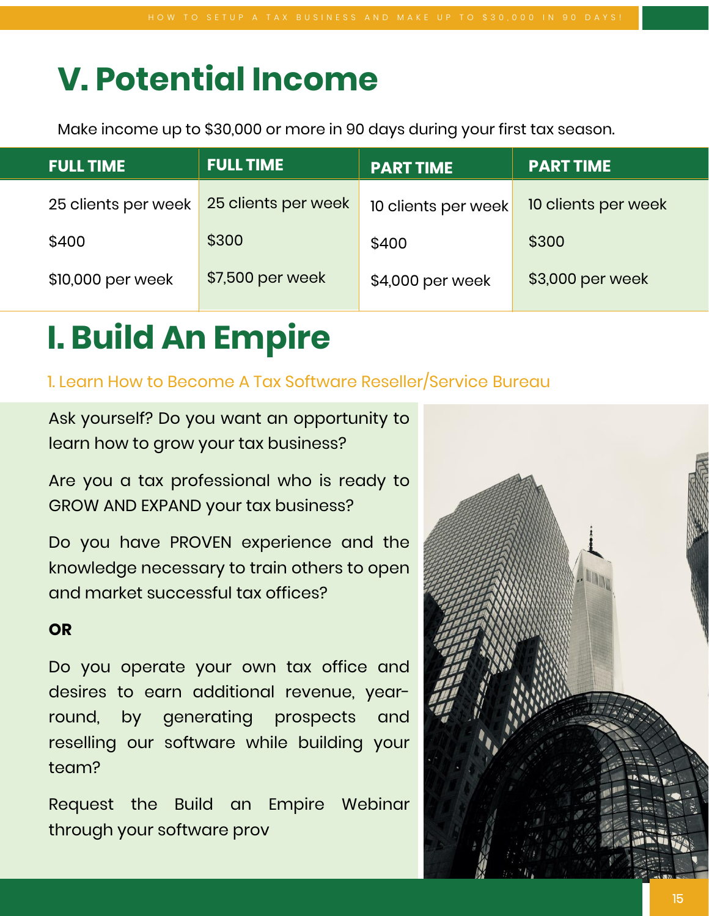# V. Potential Income

Make income up to $30,000 or more in 90 days during your first tax season.

| FULL TIME | FULL TIME | PART TIME | PART TIME |
| --- | --- | --- | --- |
| 25 clients per week | 25 clients per week | 10 clients per week | 10 clients per week |
| $400 | $300 | $400 | $300 |
| $10,000 per week | $7,500 per week | $4,000 per week | $3,000 per week |

# I. Build An Empire

### 1. Learn How to Become A Tax Software Reseller/Service Bureau

Ask yourself? Do you want an opportunity to learn how to grow your tax business?

Are you a tax professional who is ready to GROW AND EXPAND your tax business?

Do you have PROVEN experience and the knowledge necessary to train others to open and market successful tax offices?

**OR**

Do you operate your own tax office and desires to earn additional revenue, year-round, by generating prospects and reselling our software while building your team?

Request the Build an Empire Webinar through your software prov